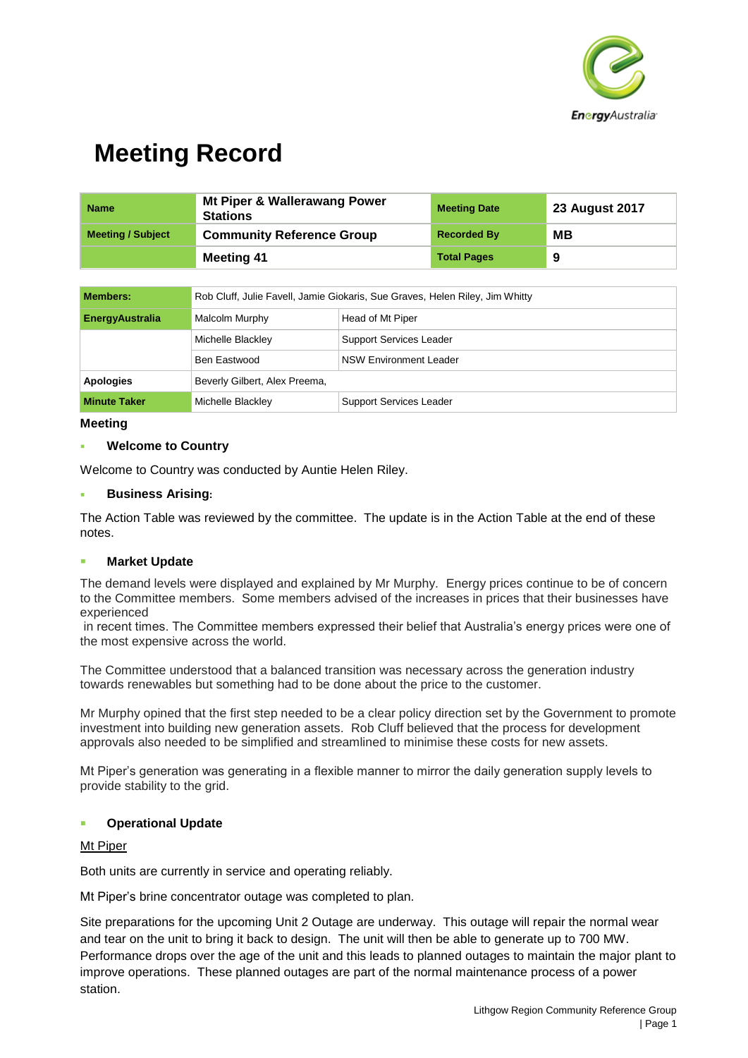# Meeting Record

| Name | Mt Piper & Wallerawang Power Stations | Meeting Date | 23 August 2017 |
|---|---|---|---|
| Meeting / Subject | Community Reference Group | Recorded By | MB |
| | Meeting 41 | Total Pages | 9 |

| Members: | Rob Cluff, Julie Favell, Jamie Giokaris, Sue Graves, Helen Riley, Jim Whitty | |
|---|---|---|
| EnergyAustralia | Malcolm Murphy | Head of Mt Piper |
| | Michelle Blackley | Support Services Leader |
| | Ben Eastwood | NSW Environment Leader |
| Apologies | Beverly Gilbert, Alex Preema, | |
| Minute Taker | Michelle Blackley | Support Services Leader |

## Meeting

- **Welcome to Country**

Welcome to Country was conducted by Auntie Helen Riley.

- **Business Arising:**

The Action Table was reviewed by the committee. The update is in the Action Table at the end of these notes.

- **Market Update**

The demand levels were displayed and explained by Mr Murphy. Energy prices continue to be of concern to the Committee members. Some members advised of the increases in prices that their businesses have experienced in recent times. The Committee members expressed their belief that Australia's energy prices were one of the most expensive across the world.

The Committee understood that a balanced transition was necessary across the generation industry towards renewables but something had to be done about the price to the customer.

Mr Murphy opined that the first step needed to be a clear policy direction set by the Government to promote investment into building new generation assets. Rob Cluff believed that the process for development approvals also needed to be simplified and streamlined to minimise these costs for new assets.

Mt Piper's generation was generating in a flexible manner to mirror the daily generation supply levels to provide stability to the grid.

- **Operational Update**

Mt Piper

Both units are currently in service and operating reliably.

Mt Piper's brine concentrator outage was completed to plan.

Site preparations for the upcoming Unit 2 Outage are underway. This outage will repair the normal wear and tear on the unit to bring it back to design. The unit will then be able to generate up to 700 MW. Performance drops over the age of the unit and this leads to planned outages to maintain the major plant to improve operations. These planned outages are part of the normal maintenance process of a power station.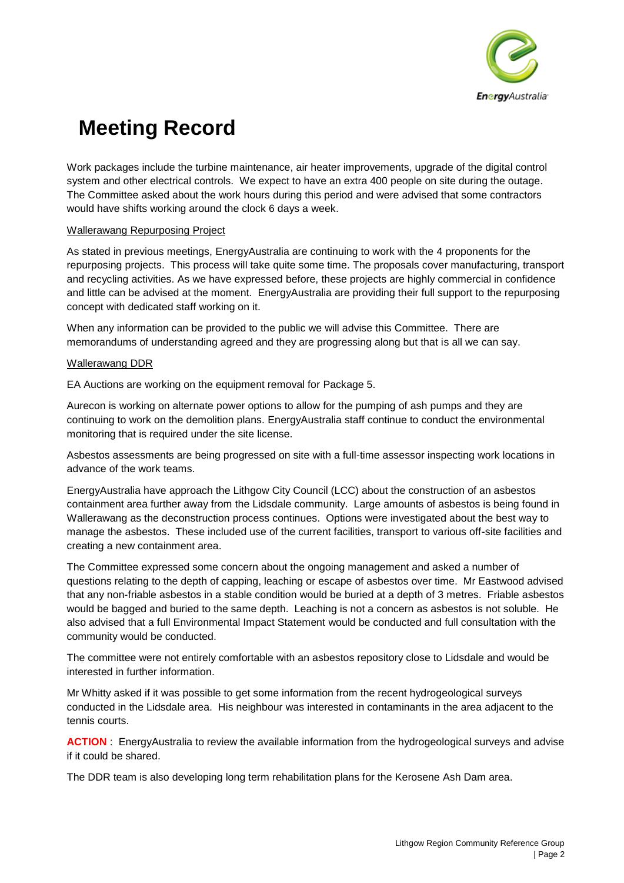# Meeting Record

Work packages include the turbine maintenance, air heater improvements, upgrade of the digital control system and other electrical controls. We expect to have an extra 400 people on site during the outage. The Committee asked about the work hours during this period and were advised that some contractors would have shifts working around the clock 6 days a week.

Wallerawang Repurposing Project

As stated in previous meetings, EnergyAustralia are continuing to work with the 4 proponents for the repurposing projects. This process will take quite some time. The proposals cover manufacturing, transport and recycling activities. As we have expressed before, these projects are highly commercial in confidence and little can be advised at the moment. EnergyAustralia are providing their full support to the repurposing concept with dedicated staff working on it.

When any information can be provided to the public we will advise this Committee. There are memorandums of understanding agreed and they are progressing along but that is all we can say.

Wallerawang DDR

EA Auctions are working on the equipment removal for Package 5.

Aurecon is working on alternate power options to allow for the pumping of ash pumps and they are continuing to work on the demolition plans. EnergyAustralia staff continue to conduct the environmental monitoring that is required under the site license.

Asbestos assessments are being progressed on site with a full-time assessor inspecting work locations in advance of the work teams.

EnergyAustralia have approach the Lithgow City Council (LCC) about the construction of an asbestos containment area further away from the Lidsdale community. Large amounts of asbestos is being found in Wallerawang as the deconstruction process continues. Options were investigated about the best way to manage the asbestos. These included use of the current facilities, transport to various off-site facilities and creating a new containment area.

The Committee expressed some concern about the ongoing management and asked a number of questions relating to the depth of capping, leaching or escape of asbestos over time. Mr Eastwood advised that any non-friable asbestos in a stable condition would be buried at a depth of 3 metres. Friable asbestos would be bagged and buried to the same depth. Leaching is not a concern as asbestos is not soluble. He also advised that a full Environmental Impact Statement would be conducted and full consultation with the community would be conducted.

The committee were not entirely comfortable with an asbestos repository close to Lidsdale and would be interested in further information.

Mr Whitty asked if it was possible to get some information from the recent hydrogeological surveys conducted in the Lidsdale area. His neighbour was interested in contaminants in the area adjacent to the tennis courts.

**ACTION** : EnergyAustralia to review the available information from the hydrogeological surveys and advise if it could be shared.

The DDR team is also developing long term rehabilitation plans for the Kerosene Ash Dam area.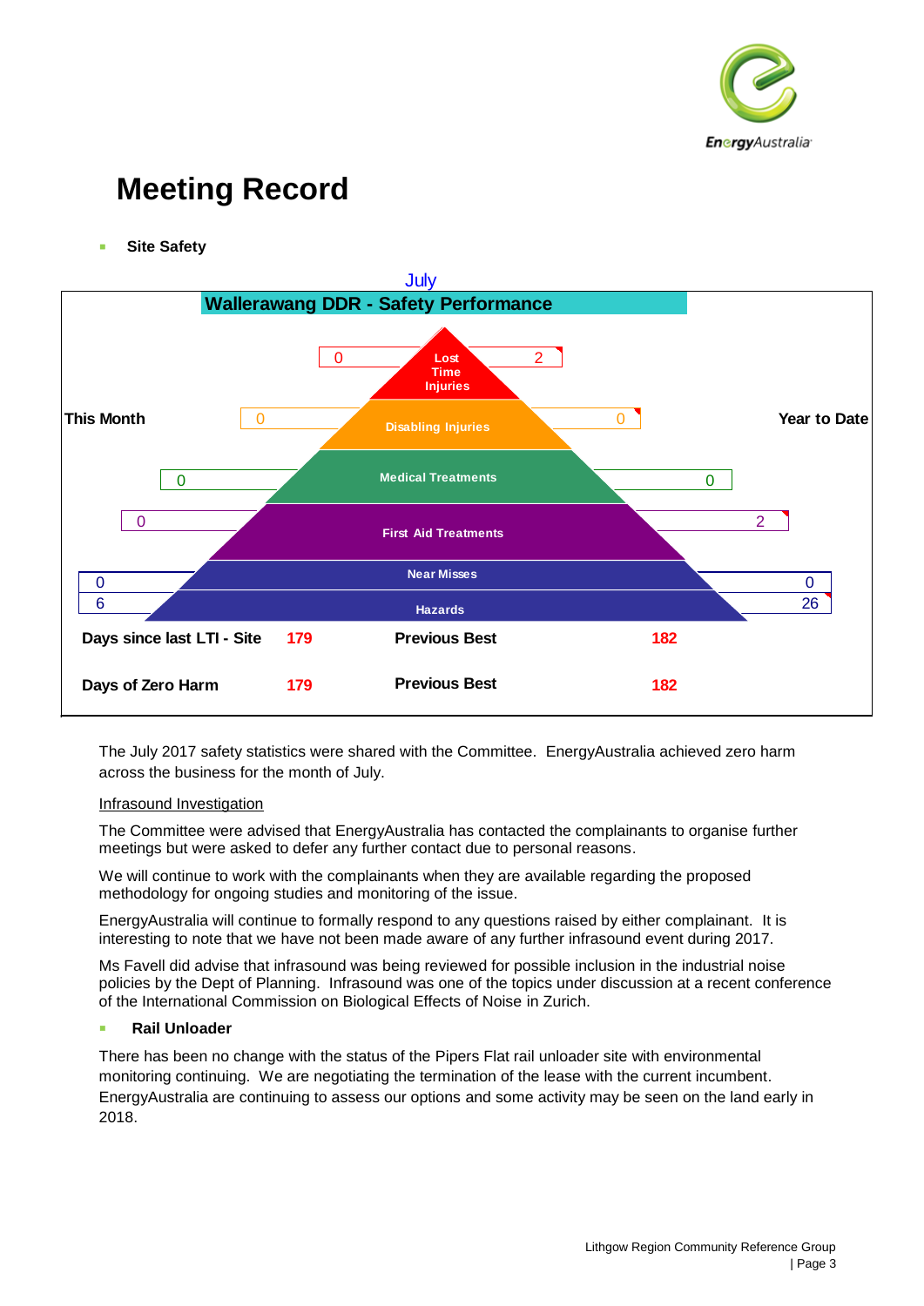# Meeting Record

- **Site Safety**

July

**Wallerawang DDR - Safety Performance**

| This Month | Category | Year to Date |
|---|---|---|
| 0 | Lost Time Injuries | 2 |
| 0 | Disabling Injuries | 0 |
| 0 | Medical Treatments | 0 |
| 0 | First Aid Treatments | 2 |
| 0 | Near Misses | 0 |
| 6 | Hazards | 26 |

| | | | |
|---|---|---|---|
| **Days since last LTI - Site** | **179** | **Previous Best** | **182** |
| **Days of Zero Harm** | **179** | **Previous Best** | **182** |

The July 2017 safety statistics were shared with the Committee. EnergyAustralia achieved zero harm across the business for the month of July.

Infrasound Investigation

The Committee were advised that EnergyAustralia has contacted the complainants to organise further meetings but were asked to defer any further contact due to personal reasons.

We will continue to work with the complainants when they are available regarding the proposed methodology for ongoing studies and monitoring of the issue.

EnergyAustralia will continue to formally respond to any questions raised by either complainant. It is interesting to note that we have not been made aware of any further infrasound event during 2017.

Ms Favell did advise that infrasound was being reviewed for possible inclusion in the industrial noise policies by the Dept of Planning. Infrasound was one of the topics under discussion at a recent conference of the International Commission on Biological Effects of Noise in Zurich.

- **Rail Unloader**

There has been no change with the status of the Pipers Flat rail unloader site with environmental monitoring continuing. We are negotiating the termination of the lease with the current incumbent. EnergyAustralia are continuing to assess our options and some activity may be seen on the land early in 2018.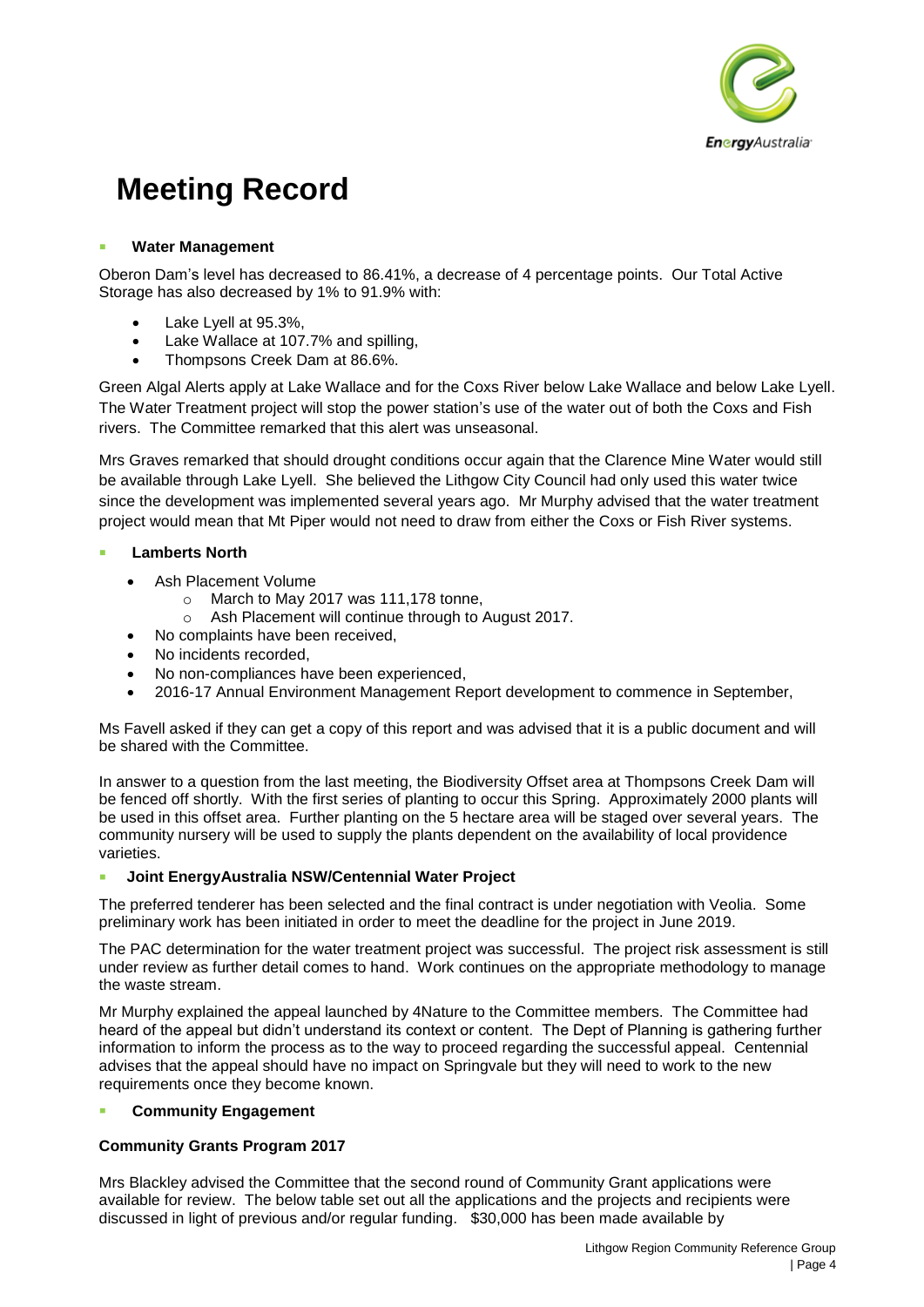# Meeting Record

- **Water Management**

Oberon Dam's level has decreased to 86.41%, a decrease of 4 percentage points. Our Total Active Storage has also decreased by 1% to 91.9% with:

- Lake Lyell at 95.3%,
- Lake Wallace at 107.7% and spilling,
- Thompsons Creek Dam at 86.6%.

Green Algal Alerts apply at Lake Wallace and for the Coxs River below Lake Wallace and below Lake Lyell. The Water Treatment project will stop the power station's use of the water out of both the Coxs and Fish rivers. The Committee remarked that this alert was unseasonal.

Mrs Graves remarked that should drought conditions occur again that the Clarence Mine Water would still be available through Lake Lyell. She believed the Lithgow City Council had only used this water twice since the development was implemented several years ago. Mr Murphy advised that the water treatment project would mean that Mt Piper would not need to draw from either the Coxs or Fish River systems.

- **Lamberts North**
  - Ash Placement Volume
    - March to May 2017 was 111,178 tonne,
    - Ash Placement will continue through to August 2017.
  - No complaints have been received,
  - No incidents recorded,
  - No non-compliances have been experienced,
  - 2016-17 Annual Environment Management Report development to commence in September,

Ms Favell asked if they can get a copy of this report and was advised that it is a public document and will be shared with the Committee.

In answer to a question from the last meeting, the Biodiversity Offset area at Thompsons Creek Dam will be fenced off shortly. With the first series of planting to occur this Spring. Approximately 2000 plants will be used in this offset area. Further planting on the 5 hectare area will be staged over several years. The community nursery will be used to supply the plants dependent on the availability of local providence varieties.

- **Joint EnergyAustralia NSW/Centennial Water Project**

The preferred tenderer has been selected and the final contract is under negotiation with Veolia. Some preliminary work has been initiated in order to meet the deadline for the project in June 2019.

The PAC determination for the water treatment project was successful. The project risk assessment is still under review as further detail comes to hand. Work continues on the appropriate methodology to manage the waste stream.

Mr Murphy explained the appeal launched by 4Nature to the Committee members. The Committee had heard of the appeal but didn't understand its context or content. The Dept of Planning is gathering further information to inform the process as to the way to proceed regarding the successful appeal. Centennial advises that the appeal should have no impact on Springvale but they will need to work to the new requirements once they become known.

- **Community Engagement**

**Community Grants Program 2017**

Mrs Blackley advised the Committee that the second round of Community Grant applications were available for review. The below table set out all the applications and the projects and recipients were discussed in light of previous and/or regular funding. $30,000 has been made available by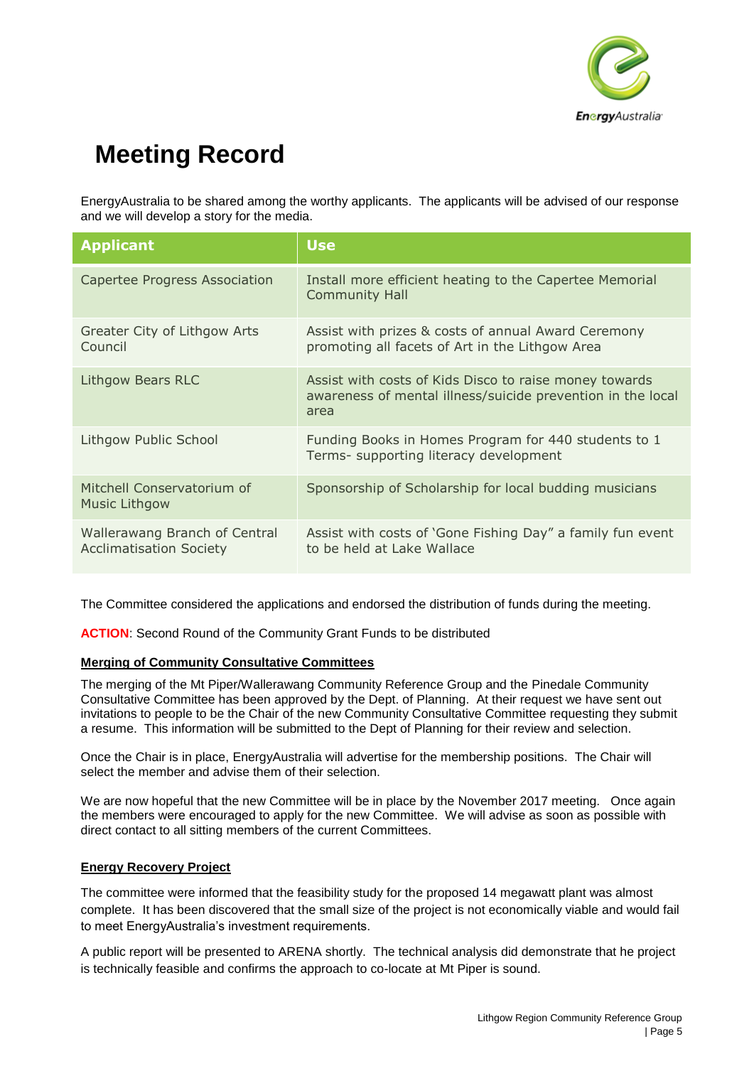# Meeting Record

EnergyAustralia to be shared among the worthy applicants. The applicants will be advised of our response and we will develop a story for the media.

| Applicant | Use |
| --- | --- |
| Capertee Progress Association | Install more efficient heating to the Capertee Memorial Community Hall |
| Greater City of Lithgow Arts Council | Assist with prizes & costs of annual Award Ceremony promoting all facets of Art in the Lithgow Area |
| Lithgow Bears RLC | Assist with costs of Kids Disco to raise money towards awareness of mental illness/suicide prevention in the local area |
| Lithgow Public School | Funding Books in Homes Program for 440 students to 1 Terms- supporting literacy development |
| Mitchell Conservatorium of Music Lithgow | Sponsorship of Scholarship for local budding musicians |
| Wallerawang Branch of Central Acclimatisation Society | Assist with costs of 'Gone Fishing Day" a family fun event to be held at Lake Wallace |

The Committee considered the applications and endorsed the distribution of funds during the meeting.

**ACTION**: Second Round of the Community Grant Funds to be distributed

**Merging of Community Consultative Committees**

The merging of the Mt Piper/Wallerawang Community Reference Group and the Pinedale Community Consultative Committee has been approved by the Dept. of Planning. At their request we have sent out invitations to people to be the Chair of the new Community Consultative Committee requesting they submit a resume. This information will be submitted to the Dept of Planning for their review and selection.

Once the Chair is in place, EnergyAustralia will advertise for the membership positions. The Chair will select the member and advise them of their selection.

We are now hopeful that the new Committee will be in place by the November 2017 meeting. Once again the members were encouraged to apply for the new Committee. We will advise as soon as possible with direct contact to all sitting members of the current Committees.

**Energy Recovery Project**

The committee were informed that the feasibility study for the proposed 14 megawatt plant was almost complete. It has been discovered that the small size of the project is not economically viable and would fail to meet EnergyAustralia's investment requirements.

A public report will be presented to ARENA shortly. The technical analysis did demonstrate that he project is technically feasible and confirms the approach to co-locate at Mt Piper is sound.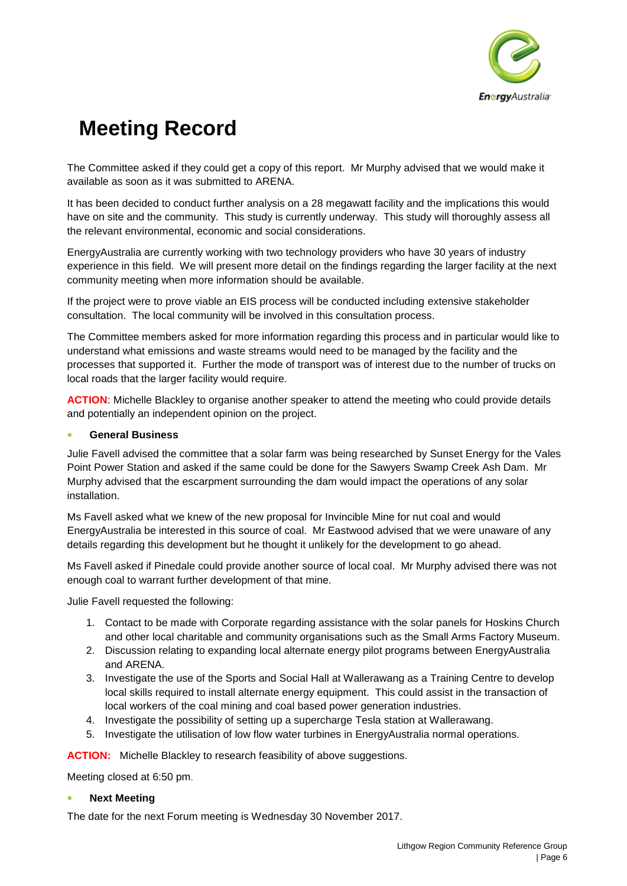# Meeting Record

The Committee asked if they could get a copy of this report. Mr Murphy advised that we would make it available as soon as it was submitted to ARENA.

It has been decided to conduct further analysis on a 28 megawatt facility and the implications this would have on site and the community. This study is currently underway. This study will thoroughly assess all the relevant environmental, economic and social considerations.

EnergyAustralia are currently working with two technology providers who have 30 years of industry experience in this field. We will present more detail on the findings regarding the larger facility at the next community meeting when more information should be available.

If the project were to prove viable an EIS process will be conducted including extensive stakeholder consultation. The local community will be involved in this consultation process.

The Committee members asked for more information regarding this process and in particular would like to understand what emissions and waste streams would need to be managed by the facility and the processes that supported it. Further the mode of transport was of interest due to the number of trucks on local roads that the larger facility would require.

**ACTION**: Michelle Blackley to organise another speaker to attend the meeting who could provide details and potentially an independent opinion on the project.

- **General Business**

Julie Favell advised the committee that a solar farm was being researched by Sunset Energy for the Vales Point Power Station and asked if the same could be done for the Sawyers Swamp Creek Ash Dam. Mr Murphy advised that the escarpment surrounding the dam would impact the operations of any solar installation.

Ms Favell asked what we knew of the new proposal for Invincible Mine for nut coal and would EnergyAustralia be interested in this source of coal. Mr Eastwood advised that we were unaware of any details regarding this development but he thought it unlikely for the development to go ahead.

Ms Favell asked if Pinedale could provide another source of local coal. Mr Murphy advised there was not enough coal to warrant further development of that mine.

Julie Favell requested the following:

1. Contact to be made with Corporate regarding assistance with the solar panels for Hoskins Church and other local charitable and community organisations such as the Small Arms Factory Museum.
2. Discussion relating to expanding local alternate energy pilot programs between EnergyAustralia and ARENA.
3. Investigate the use of the Sports and Social Hall at Wallerawang as a Training Centre to develop local skills required to install alternate energy equipment. This could assist in the transaction of local workers of the coal mining and coal based power generation industries.
4. Investigate the possibility of setting up a supercharge Tesla station at Wallerawang.
5. Investigate the utilisation of low flow water turbines in EnergyAustralia normal operations.

**ACTION:** Michelle Blackley to research feasibility of above suggestions.

Meeting closed at 6:50 pm.

- **Next Meeting**

The date for the next Forum meeting is Wednesday 30 November 2017.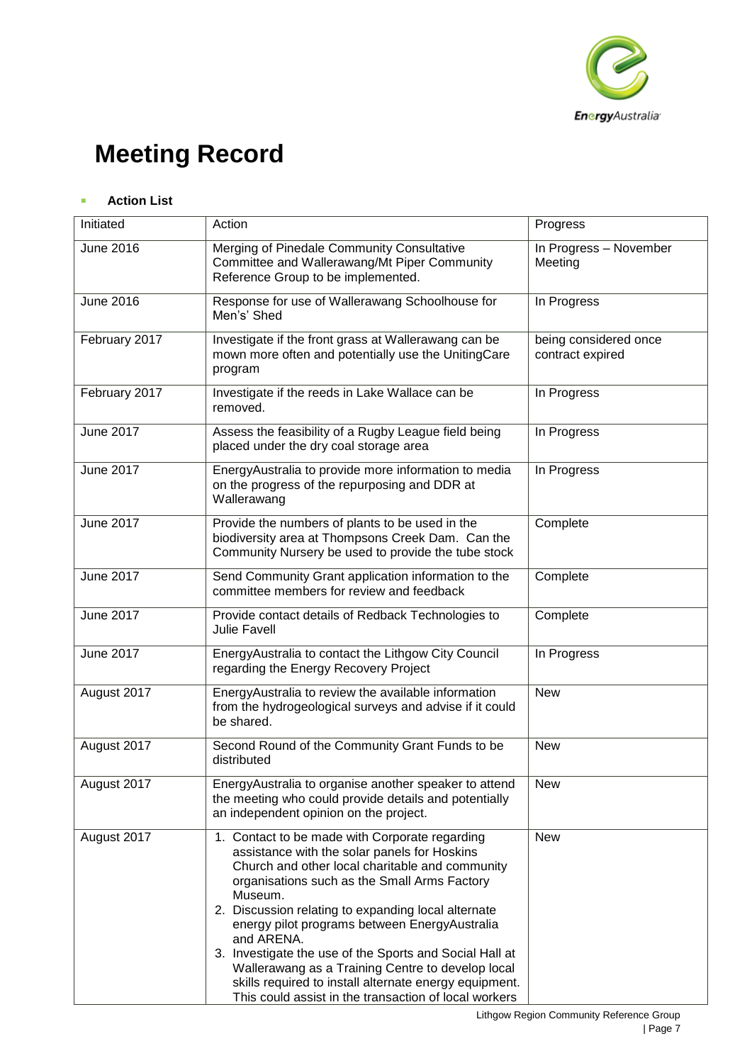# Meeting Record

- **Action List**

| Initiated | Action | Progress |
|---|---|---|
| June 2016 | Merging of Pinedale Community Consultative Committee and Wallerawang/Mt Piper Community Reference Group to be implemented. | In Progress – November Meeting |
| June 2016 | Response for use of Wallerawang Schoolhouse for Men's' Shed | In Progress |
| February 2017 | Investigate if the front grass at Wallerawang can be mown more often and potentially use the UnitingCare program | being considered once contract expired |
| February 2017 | Investigate if the reeds in Lake Wallace can be removed. | In Progress |
| June 2017 | Assess the feasibility of a Rugby League field being placed under the dry coal storage area | In Progress |
| June 2017 | EnergyAustralia to provide more information to media on the progress of the repurposing and DDR at Wallerawang | In Progress |
| June 2017 | Provide the numbers of plants to be used in the biodiversity area at Thompsons Creek Dam. Can the Community Nursery be used to provide the tube stock | Complete |
| June 2017 | Send Community Grant application information to the committee members for review and feedback | Complete |
| June 2017 | Provide contact details of Redback Technologies to Julie Favell | Complete |
| June 2017 | EnergyAustralia to contact the Lithgow City Council regarding the Energy Recovery Project | In Progress |
| August 2017 | EnergyAustralia to review the available information from the hydrogeological surveys and advise if it could be shared. | New |
| August 2017 | Second Round of the Community Grant Funds to be distributed | New |
| August 2017 | EnergyAustralia to organise another speaker to attend the meeting who could provide details and potentially an independent opinion on the project. | New |
| August 2017 | 1. Contact to be made with Corporate regarding assistance with the solar panels for Hoskins Church and other local charitable and community organisations such as the Small Arms Factory Museum. 2. Discussion relating to expanding local alternate energy pilot programs between EnergyAustralia and ARENA. 3. Investigate the use of the Sports and Social Hall at Wallerawang as a Training Centre to develop local skills required to install alternate energy equipment. This could assist in the transaction of local workers | New |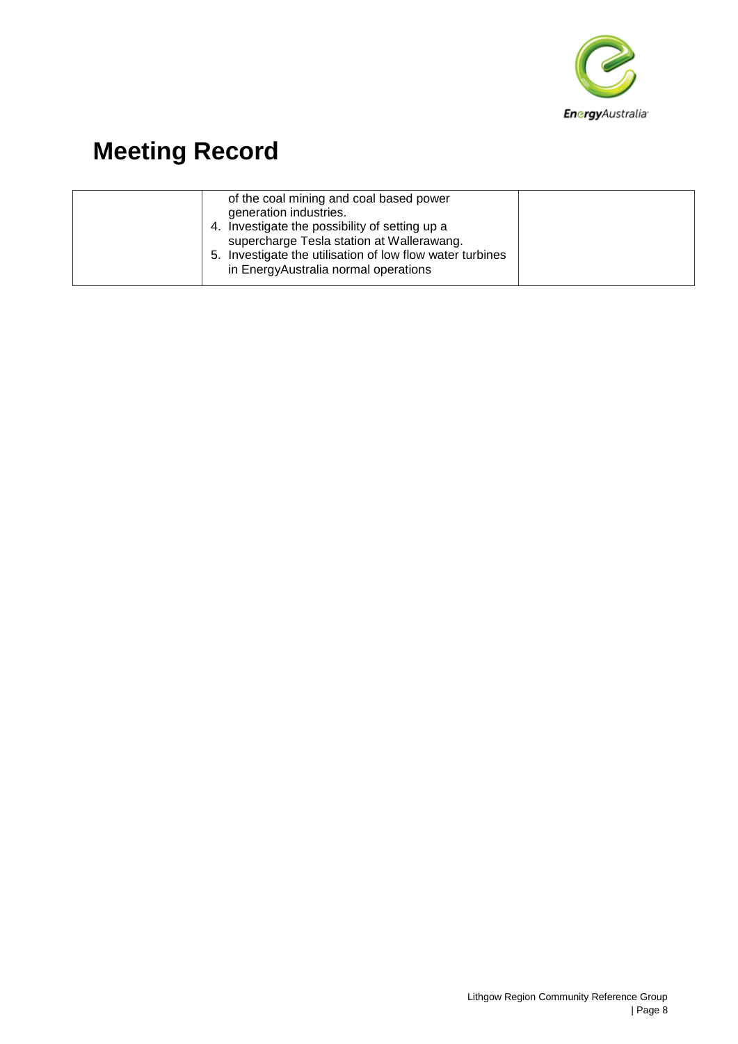# Meeting Record

| | | |
|---|---|---|
| | of the coal mining and coal based power generation industries.<br>4. Investigate the possibility of setting up a supercharge Tesla station at Wallerawang.<br>5. Investigate the utilisation of low flow water turbines in EnergyAustralia normal operations | |